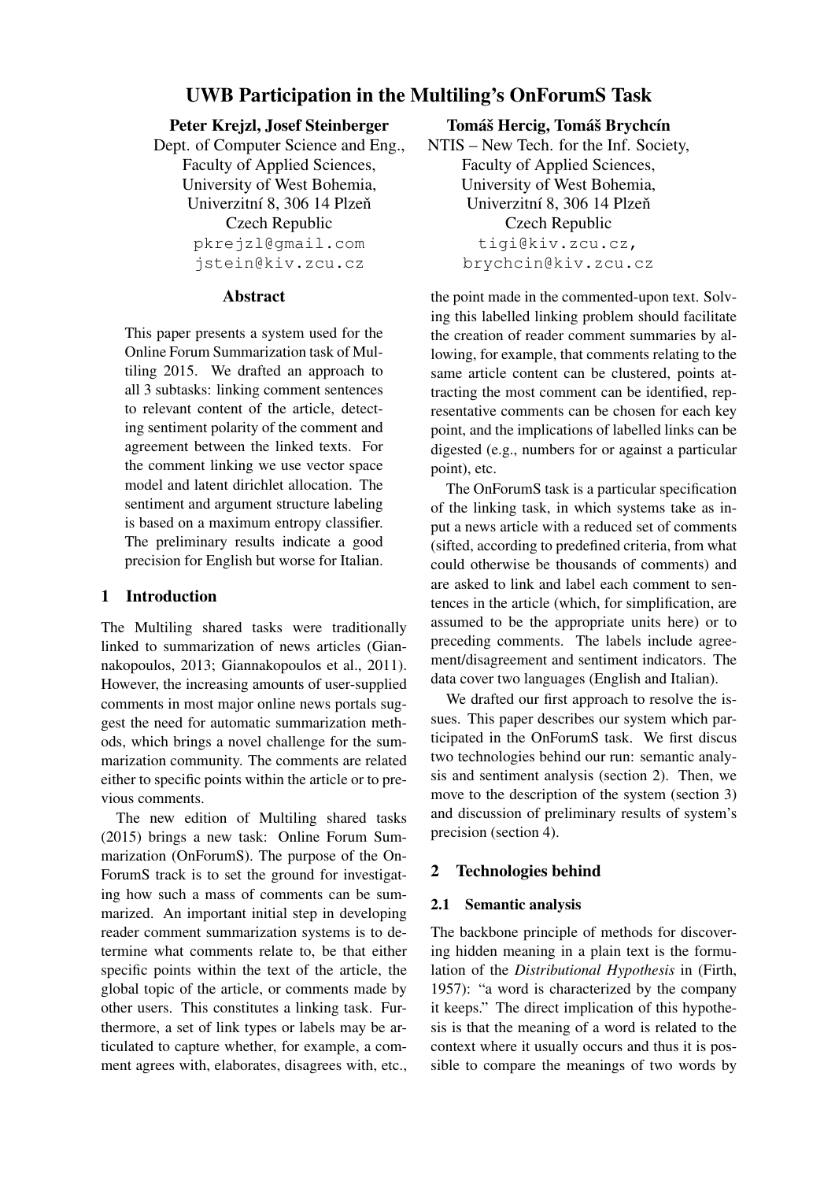# UWB Participation in the Multiling's OnForumS Task

**Peter Krejzl, Josef Steinberger**
Dept. of Computer Science and Eng.,
Faculty of Applied Sciences,
University of West Bohemia,
Univerzitní 8, 306 14 Plzeň
Czech Republic
pkrejzl@gmail.com
jstein@kiv.zcu.cz

**Tomáš Hercig, Tomáš Brychcín**
NTIS – New Tech. for the Inf. Society,
Faculty of Applied Sciences,
University of West Bohemia,
Univerzitní 8, 306 14 Plzeň
Czech Republic
tigi@kiv.zcu.cz,
brychcin@kiv.zcu.cz

## Abstract

This paper presents a system used for the Online Forum Summarization task of Multiling 2015. We drafted an approach to all 3 subtasks: linking comment sentences to relevant content of the article, detecting sentiment polarity of the comment and agreement between the linked texts. For the comment linking we use vector space model and latent dirichlet allocation. The sentiment and argument structure labeling is based on a maximum entropy classifier. The preliminary results indicate a good precision for English but worse for Italian.

## 1 Introduction

The Multiling shared tasks were traditionally linked to summarization of news articles (Giannakopoulos, 2013; Giannakopoulos et al., 2011). However, the increasing amounts of user-supplied comments in most major online news portals suggest the need for automatic summarization methods, which brings a novel challenge for the summarization community. The comments are related either to specific points within the article or to previous comments.

The new edition of Multiling shared tasks (2015) brings a new task: Online Forum Summarization (OnForumS). The purpose of the OnForumS track is to set the ground for investigating how such a mass of comments can be summarized. An important initial step in developing reader comment summarization systems is to determine what comments relate to, be that either specific points within the text of the article, the global topic of the article, or comments made by other users. This constitutes a linking task. Furthermore, a set of link types or labels may be articulated to capture whether, for example, a comment agrees with, elaborates, disagrees with, etc., the point made in the commented-upon text. Solving this labelled linking problem should facilitate the creation of reader comment summaries by allowing, for example, that comments relating to the same article content can be clustered, points attracting the most comment can be identified, representative comments can be chosen for each key point, and the implications of labelled links can be digested (e.g., numbers for or against a particular point), etc.

The OnForumS task is a particular specification of the linking task, in which systems take as input a news article with a reduced set of comments (sifted, according to predefined criteria, from what could otherwise be thousands of comments) and are asked to link and label each comment to sentences in the article (which, for simplification, are assumed to be the appropriate units here) or to preceding comments. The labels include agreement/disagreement and sentiment indicators. The data cover two languages (English and Italian).

We drafted our first approach to resolve the issues. This paper describes our system which participated in the OnForumS task. We first discus two technologies behind our run: semantic analysis and sentiment analysis (section 2). Then, we move to the description of the system (section 3) and discussion of preliminary results of system's precision (section 4).

## 2 Technologies behind

### 2.1 Semantic analysis

The backbone principle of methods for discovering hidden meaning in a plain text is the formulation of the *Distributional Hypothesis* in (Firth, 1957): "a word is characterized by the company it keeps." The direct implication of this hypothesis is that the meaning of a word is related to the context where it usually occurs and thus it is possible to compare the meanings of two words by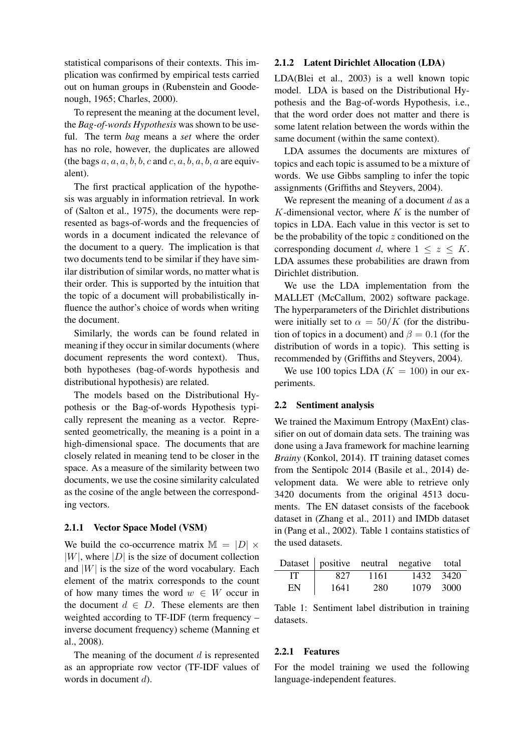statistical comparisons of their contexts. This implication was confirmed by empirical tests carried out on human groups in (Rubenstein and Goodenough, 1965; Charles, 2000).

To represent the meaning at the document level, the *Bag-of-words Hypothesis* was shown to be useful. The term *bag* means a *set* where the order has no role, however, the duplicates are allowed (the bags $a, a, a, b, b, c$ and $c, a, b, a, b, a$ are equivalent).

The first practical application of the hypothesis was arguably in information retrieval. In work of (Salton et al., 1975), the documents were represented as bags-of-words and the frequencies of words in a document indicated the relevance of the document to a query. The implication is that two documents tend to be similar if they have similar distribution of similar words, no matter what is their order. This is supported by the intuition that the topic of a document will probabilistically influence the author's choice of words when writing the document.

Similarly, the words can be found related in meaning if they occur in similar documents (where document represents the word context). Thus, both hypotheses (bag-of-words hypothesis and distributional hypothesis) are related.

The models based on the Distributional Hypothesis or the Bag-of-words Hypothesis typically represent the meaning as a vector. Represented geometrically, the meaning is a point in a high-dimensional space. The documents that are closely related in meaning tend to be closer in the space. As a measure of the similarity between two documents, we use the cosine similarity calculated as the cosine of the angle between the corresponding vectors.

#### 2.1.1 Vector Space Model (VSM)

We build the co-occurrence matrix $\mathbb{M} = |D| \times |W|$, where $|D|$ is the size of document collection and $|W|$ is the size of the word vocabulary. Each element of the matrix corresponds to the count of how many times the word $w \in W$ occur in the document $d \in D$. These elements are then weighted according to TF-IDF (term frequency – inverse document frequency) scheme (Manning et al., 2008).

The meaning of the document $d$ is represented as an appropriate row vector (TF-IDF values of words in document $d$).

#### 2.1.2 Latent Dirichlet Allocation (LDA)

LDA(Blei et al., 2003) is a well known topic model. LDA is based on the Distributional Hypothesis and the Bag-of-words Hypothesis, i.e., that the word order does not matter and there is some latent relation between the words within the same document (within the same context).

LDA assumes the documents are mixtures of topics and each topic is assumed to be a mixture of words. We use Gibbs sampling to infer the topic assignments (Griffiths and Steyvers, 2004).

We represent the meaning of a document $d$ as a $K$-dimensional vector, where $K$ is the number of topics in LDA. Each value in this vector is set to be the probability of the topic $z$ conditioned on the corresponding document $d$, where $1 \leq z \leq K$. LDA assumes these probabilities are drawn from Dirichlet distribution.

We use the LDA implementation from the MALLET (McCallum, 2002) software package. The hyperparameters of the Dirichlet distributions were initially set to $\alpha = 50/K$ (for the distribution of topics in a document) and $\beta = 0.1$ (for the distribution of words in a topic). This setting is recommended by (Griffiths and Steyvers, 2004).

We use 100 topics LDA ($K = 100$) in our experiments.

### 2.2 Sentiment analysis

We trained the Maximum Entropy (MaxEnt) classifier on out of domain data sets. The training was done using a Java framework for machine learning *Brainy* (Konkol, 2014). IT training dataset comes from the Sentipolc 2014 (Basile et al., 2014) development data. We were able to retrieve only 3420 documents from the original 4513 documents. The EN dataset consists of the facebook dataset in (Zhang et al., 2011) and IMDb dataset in (Pang et al., 2002). Table 1 contains statistics of the used datasets.

| Dataset | positive | neutral | negative | total |
|---|---|---|---|---|
| IT | 827 | 1161 | 1432 | 3420 |
| EN | 1641 | 280 | 1079 | 3000 |

Table 1: Sentiment label distribution in training datasets.

#### 2.2.1 Features

For the model training we used the following language-independent features.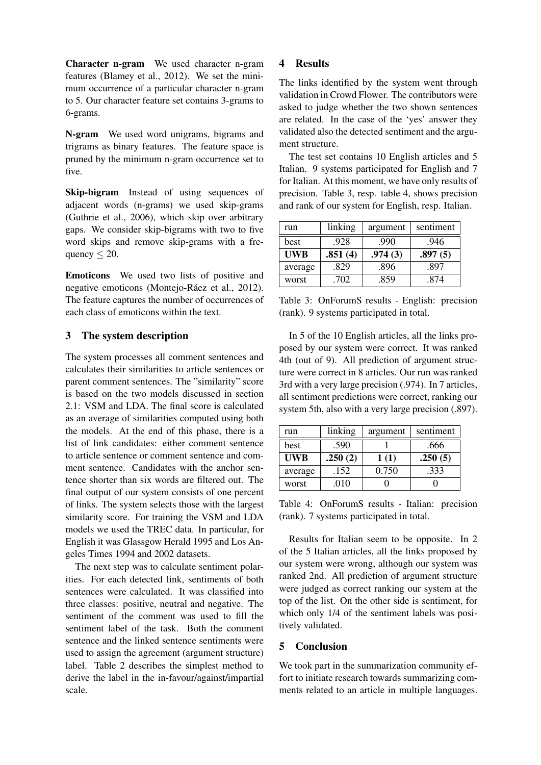**Character n-gram** We used character n-gram features (Blamey et al., 2012). We set the minimum occurrence of a particular character n-gram to 5. Our character feature set contains 3-grams to 6-grams.

**N-gram** We used word unigrams, bigrams and trigrams as binary features. The feature space is pruned by the minimum n-gram occurrence set to five.

**Skip-bigram** Instead of using sequences of adjacent words (n-grams) we used skip-grams (Guthrie et al., 2006), which skip over arbitrary gaps. We consider skip-bigrams with two to five word skips and remove skip-grams with a frequency $\leq 20$.

**Emoticons** We used two lists of positive and negative emoticons (Montejo-Ráez et al., 2012). The feature captures the number of occurrences of each class of emoticons within the text.

## 3 The system description

The system processes all comment sentences and calculates their similarities to article sentences or parent comment sentences. The "similarity" score is based on the two models discussed in section 2.1: VSM and LDA. The final score is calculated as an average of similarities computed using both the models. At the end of this phase, there is a list of link candidates: either comment sentence to article sentence or comment sentence and comment sentence. Candidates with the anchor sentence shorter than six words are filtered out. The final output of our system consists of one percent of links. The system selects those with the largest similarity score. For training the VSM and LDA models we used the TREC data. In particular, for English it was Glassgow Herald 1995 and Los Angeles Times 1994 and 2002 datasets.

The next step was to calculate sentiment polarities. For each detected link, sentiments of both sentences were calculated. It was classified into three classes: positive, neutral and negative. The sentiment of the comment was used to fill the sentiment label of the task. Both the comment sentence and the linked sentence sentiments were used to assign the agreement (argument structure) label. Table 2 describes the simplest method to derive the label in the in-favour/against/impartial scale.

## 4 Results

The links identified by the system went through validation in Crowd Flower. The contributors were asked to judge whether the two shown sentences are related. In the case of the 'yes' answer they validated also the detected sentiment and the argument structure.

The test set contains 10 English articles and 5 Italian. 9 systems participated for English and 7 for Italian. At this moment, we have only results of precision. Table 3, resp. table 4, shows precision and rank of our system for English, resp. Italian.

| run | linking | argument | sentiment |
|---|---|---|---|
| best | .928 | .990 | .946 |
| **UWB** | **.851 (4)** | **.974 (3)** | **.897 (5)** |
| average | .829 | .896 | .897 |
| worst | .702 | .859 | .874 |

Table 3: OnForumS results - English: precision (rank). 9 systems participated in total.

In 5 of the 10 English articles, all the links proposed by our system were correct. It was ranked 4th (out of 9). All prediction of argument structure were correct in 8 articles. Our run was ranked 3rd with a very large precision (.974). In 7 articles, all sentiment predictions were correct, ranking our system 5th, also with a very large precision (.897).

| run | linking | argument | sentiment |
|---|---|---|---|
| best | .590 | 1 | .666 |
| **UWB** | **.250 (2)** | **1 (1)** | **.250 (5)** |
| average | .152 | 0.750 | .333 |
| worst | .010 | 0 | 0 |

Table 4: OnForumS results - Italian: precision (rank). 7 systems participated in total.

Results for Italian seem to be opposite. In 2 of the 5 Italian articles, all the links proposed by our system were wrong, although our system was ranked 2nd. All prediction of argument structure were judged as correct ranking our system at the top of the list. On the other side is sentiment, for which only 1/4 of the sentiment labels was positively validated.

## 5 Conclusion

We took part in the summarization community effort to initiate research towards summarizing comments related to an article in multiple languages.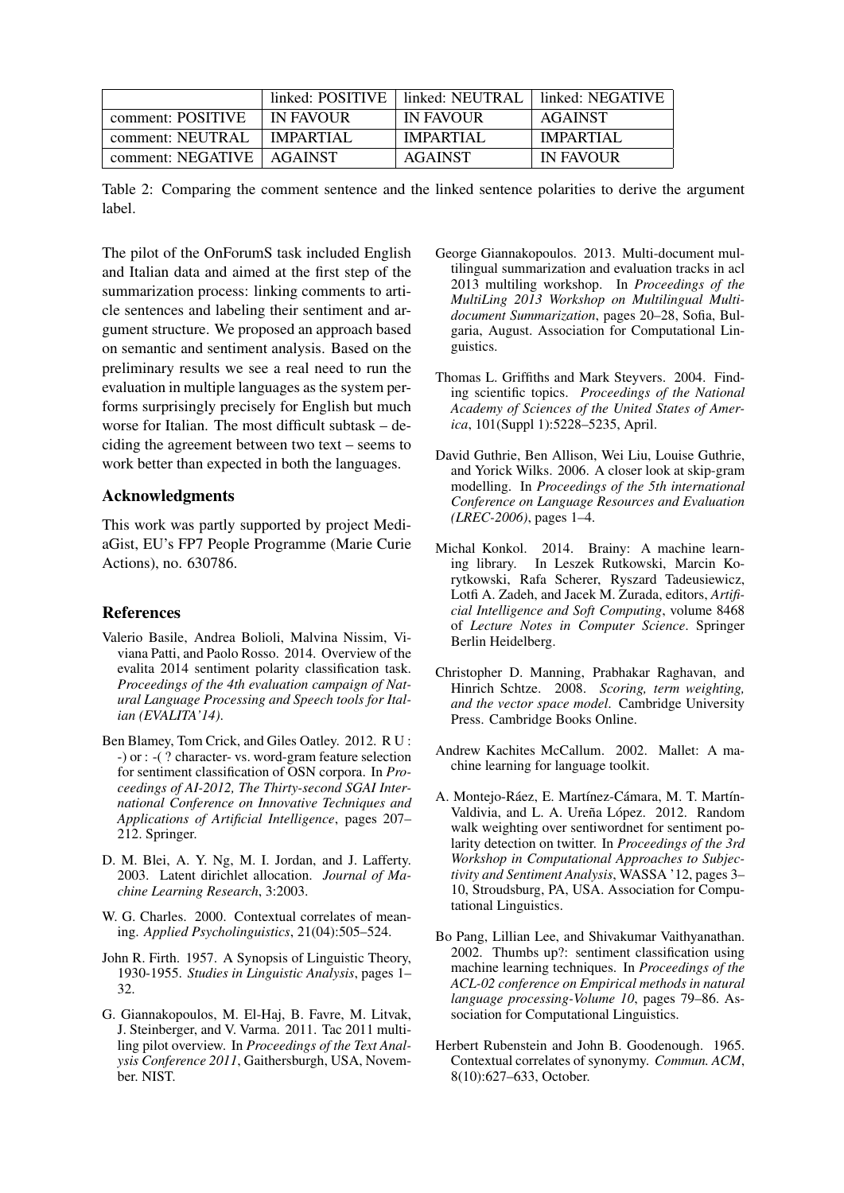| | linked: POSITIVE | linked: NEUTRAL | linked: NEGATIVE |
|---|---|---|---|
| comment: POSITIVE | IN FAVOUR | IN FAVOUR | AGAINST |
| comment: NEUTRAL | IMPARTIAL | IMPARTIAL | IMPARTIAL |
| comment: NEGATIVE | AGAINST | AGAINST | IN FAVOUR |

Table 2: Comparing the comment sentence and the linked sentence polarities to derive the argument label.

The pilot of the OnForumS task included English and Italian data and aimed at the first step of the summarization process: linking comments to article sentences and labeling their sentiment and argument structure. We proposed an approach based on semantic and sentiment analysis. Based on the preliminary results we see a real need to run the evaluation in multiple languages as the system performs surprisingly precisely for English but much worse for Italian. The most difficult subtask – deciding the agreement between two text – seems to work better than expected in both the languages.

## Acknowledgments

This work was partly supported by project MediaGist, EU's FP7 People Programme (Marie Curie Actions), no. 630786.

## References

Valerio Basile, Andrea Bolioli, Malvina Nissim, Viviana Patti, and Paolo Rosso. 2014. Overview of the evalita 2014 sentiment polarity classification task. *Proceedings of the 4th evaluation campaign of Natural Language Processing and Speech tools for Italian (EVALITA'14)*.

Ben Blamey, Tom Crick, and Giles Oatley. 2012. R U : -) or : -( ? character- vs. word-gram feature selection for sentiment classification of OSN corpora. In *Proceedings of AI-2012, The Thirty-second SGAI International Conference on Innovative Techniques and Applications of Artificial Intelligence*, pages 207–212. Springer.

D. M. Blei, A. Y. Ng, M. I. Jordan, and J. Lafferty. 2003. Latent dirichlet allocation. *Journal of Machine Learning Research*, 3:2003.

W. G. Charles. 2000. Contextual correlates of meaning. *Applied Psycholinguistics*, 21(04):505–524.

John R. Firth. 1957. A Synopsis of Linguistic Theory, 1930-1955. *Studies in Linguistic Analysis*, pages 1–32.

G. Giannakopoulos, M. El-Haj, B. Favre, M. Litvak, J. Steinberger, and V. Varma. 2011. Tac 2011 multiling pilot overview. In *Proceedings of the Text Analysis Conference 2011*, Gaithersburgh, USA, November. NIST.

George Giannakopoulos. 2013. Multi-document multilingual summarization and evaluation tracks in acl 2013 multiling workshop. In *Proceedings of the MultiLing 2013 Workshop on Multilingual Multi-document Summarization*, pages 20–28, Sofia, Bulgaria, August. Association for Computational Linguistics.

Thomas L. Griffiths and Mark Steyvers. 2004. Finding scientific topics. *Proceedings of the National Academy of Sciences of the United States of America*, 101(Suppl 1):5228–5235, April.

David Guthrie, Ben Allison, Wei Liu, Louise Guthrie, and Yorick Wilks. 2006. A closer look at skip-gram modelling. In *Proceedings of the 5th international Conference on Language Resources and Evaluation (LREC-2006)*, pages 1–4.

Michal Konkol. 2014. Brainy: A machine learning library. In Leszek Rutkowski, Marcin Korytkowski, Rafa Scherer, Ryszard Tadeusiewicz, Lotfi A. Zadeh, and Jacek M. Zurada, editors, *Artificial Intelligence and Soft Computing*, volume 8468 of *Lecture Notes in Computer Science*. Springer Berlin Heidelberg.

Christopher D. Manning, Prabhakar Raghavan, and Hinrich Schtze. 2008. *Scoring, term weighting, and the vector space model*. Cambridge University Press. Cambridge Books Online.

Andrew Kachites McCallum. 2002. Mallet: A machine learning for language toolkit.

A. Montejo-Ráez, E. Martínez-Cámara, M. T. Martín-Valdivia, and L. A. Ureña López. 2012. Random walk weighting over sentiwordnet for sentiment polarity detection on twitter. In *Proceedings of the 3rd Workshop in Computational Approaches to Subjectivity and Sentiment Analysis*, WASSA '12, pages 3–10, Stroudsburg, PA, USA. Association for Computational Linguistics.

Bo Pang, Lillian Lee, and Shivakumar Vaithyanathan. 2002. Thumbs up?: sentiment classification using machine learning techniques. In *Proceedings of the ACL-02 conference on Empirical methods in natural language processing-Volume 10*, pages 79–86. Association for Computational Linguistics.

Herbert Rubenstein and John B. Goodenough. 1965. Contextual correlates of synonymy. *Commun. ACM*, 8(10):627–633, October.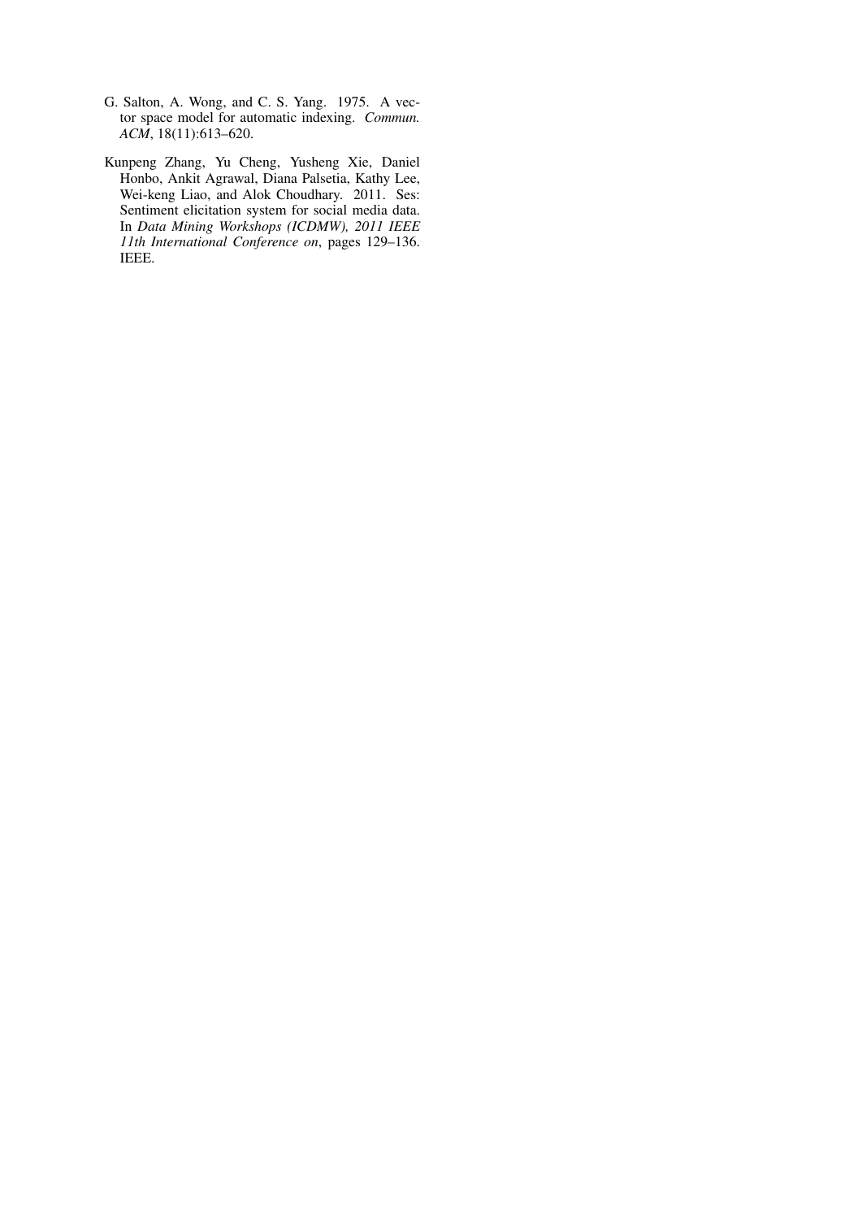G. Salton, A. Wong, and C. S. Yang. 1975. A vector space model for automatic indexing. *Commun. ACM*, 18(11):613–620.

Kunpeng Zhang, Yu Cheng, Yusheng Xie, Daniel Honbo, Ankit Agrawal, Diana Palsetia, Kathy Lee, Wei-keng Liao, and Alok Choudhary. 2011. Ses: Sentiment elicitation system for social media data. In *Data Mining Workshops (ICDMW), 2011 IEEE 11th International Conference on*, pages 129–136. IEEE.